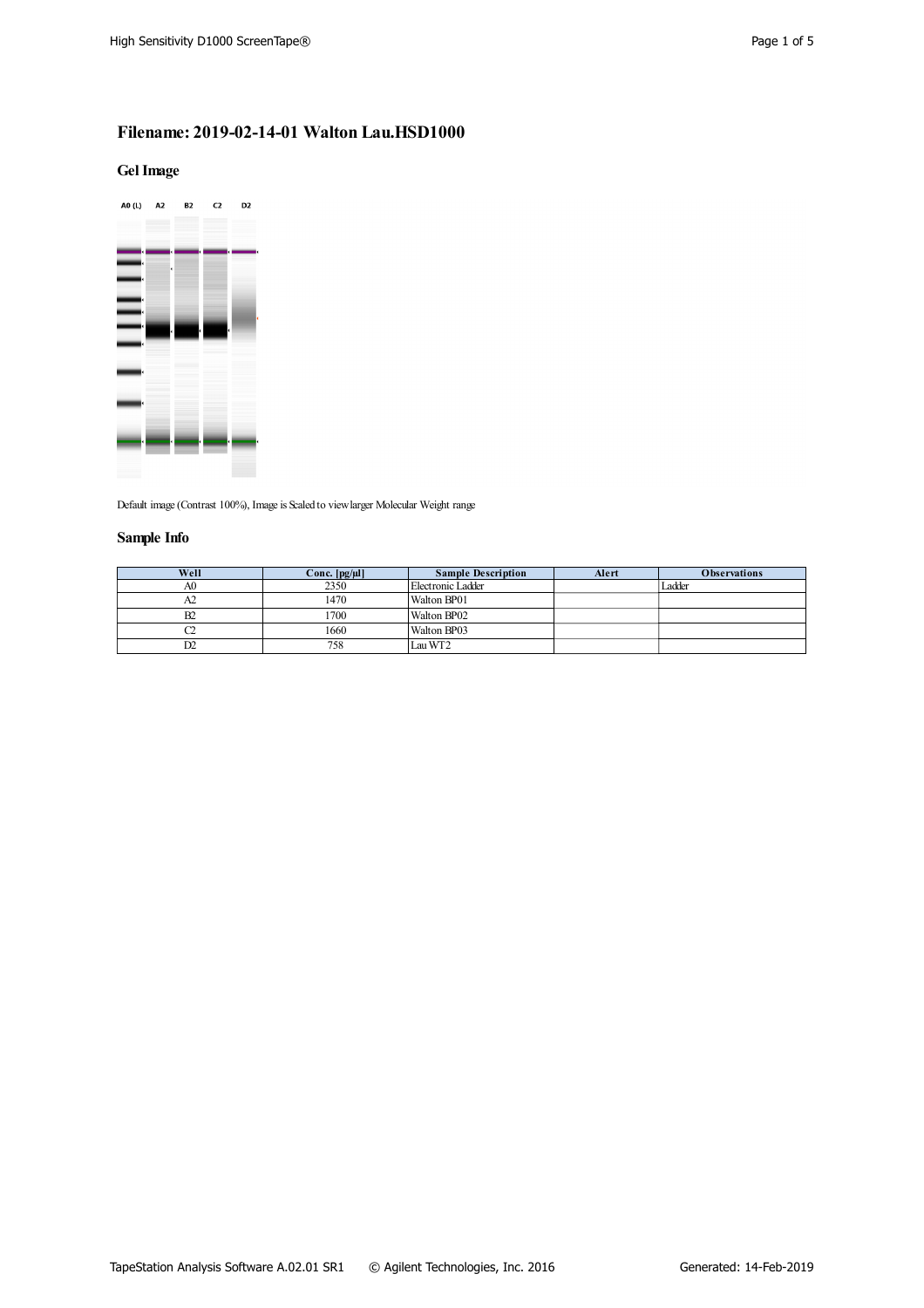# Filename: 2019-02-14-01 Walton Lau.HSD1000

## Gel Image

Default image (Contrast 100%), Image is Scaled to view larger Molecular Weight range

## Sample Info

| Well | Conc. [pg/µl] | Sample Description | Alert | Observations |
|---|---|---|---|---|
| A0 | 2350 | Electronic Ladder | | Ladder |
| A2 | 1470 | Walton BP01 | | |
| B2 | 1700 | Walton BP02 | | |
| C2 | 1660 | Walton BP03 | | |
| D2 | 758 | Lau WT2 | | |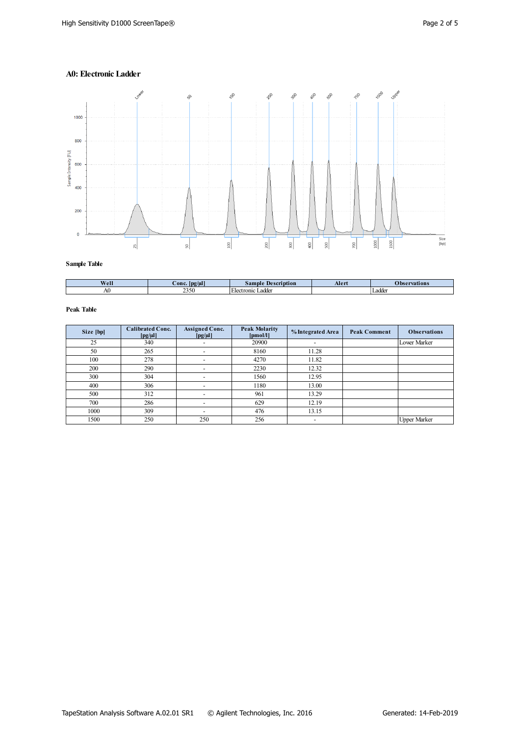## A0: Electronic Ladder

### Sample Table

| Well | Conc. [pg/µl] | Sample Description | Alert | Observations |
|---|---|---|---|---|
| A0 | 2350 | Electronic Ladder | | Ladder |

### Peak Table

| Size [bp] | Calibrated Conc. [pg/µl] | Assigned Conc. [pg/µl] | Peak Molarity [pmol/l] | % Integrated Area | Peak Comment | Observations |
|---|---|---|---|---|---|---|
| 25 | 340 | - | 20900 | - | | Lower Marker |
| 50 | 265 | - | 8160 | 11.28 | | |
| 100 | 278 | - | 4270 | 11.82 | | |
| 200 | 290 | - | 2230 | 12.32 | | |
| 300 | 304 | - | 1560 | 12.95 | | |
| 400 | 306 | - | 1180 | 13.00 | | |
| 500 | 312 | - | 961 | 13.29 | | |
| 700 | 286 | - | 629 | 12.19 | | |
| 1000 | 309 | - | 476 | 13.15 | | |
| 1500 | 250 | 250 | 256 | - | | Upper Marker |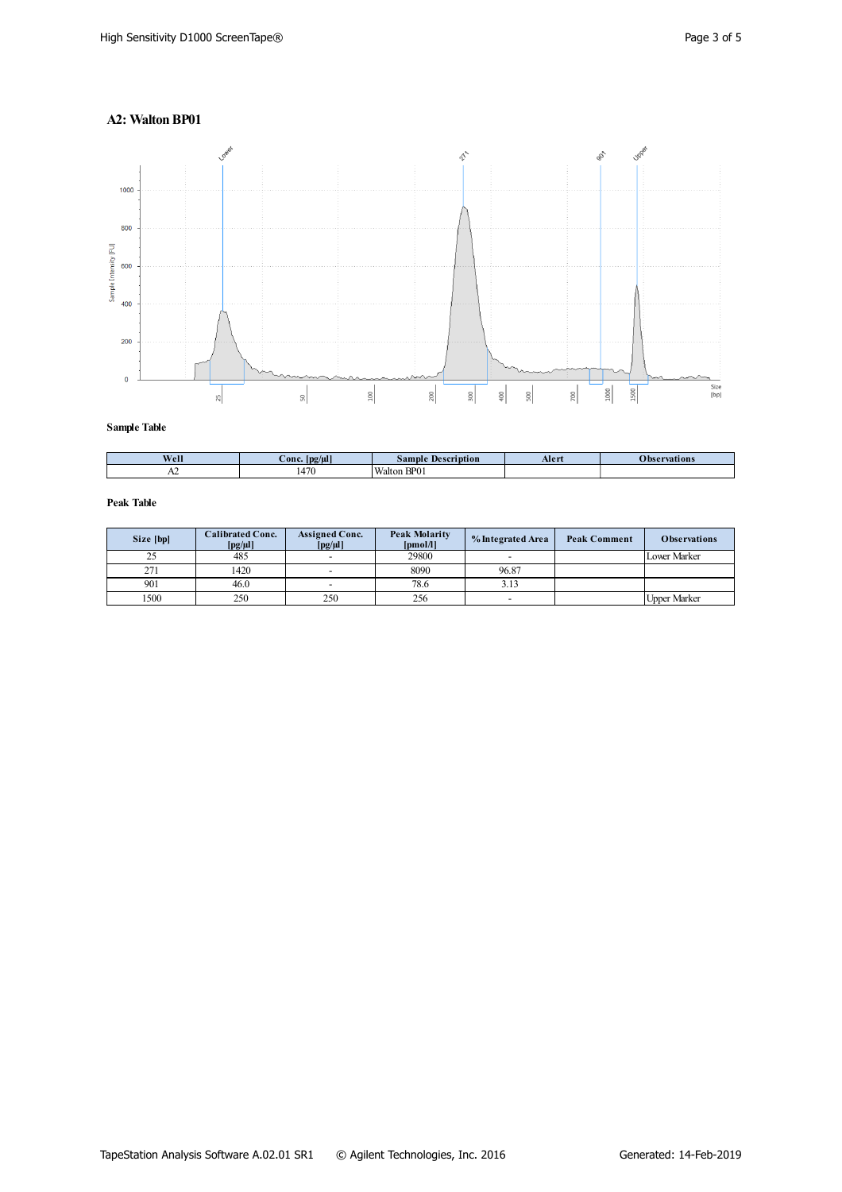## A2: Walton BP01

**Sample Table**

| Well | Conc. [pg/µl] | Sample Description | Alert | Observations |
|---|---|---|---|---|
| A2 | 1470 | Walton BP01 | | |

**Peak Table**

| Size [bp] | Calibrated Conc. [pg/µl] | Assigned Conc. [pg/µl] | Peak Molarity [pmol/l] | % Integrated Area | Peak Comment | Observations |
|---|---|---|---|---|---|---|
| 25 | 485 | - | 29800 | - | | Lower Marker |
| 271 | 1420 | - | 8090 | 96.87 | | |
| 901 | 46.0 | - | 78.6 | 3.13 | | |
| 1500 | 250 | 250 | 256 | - | | Upper Marker |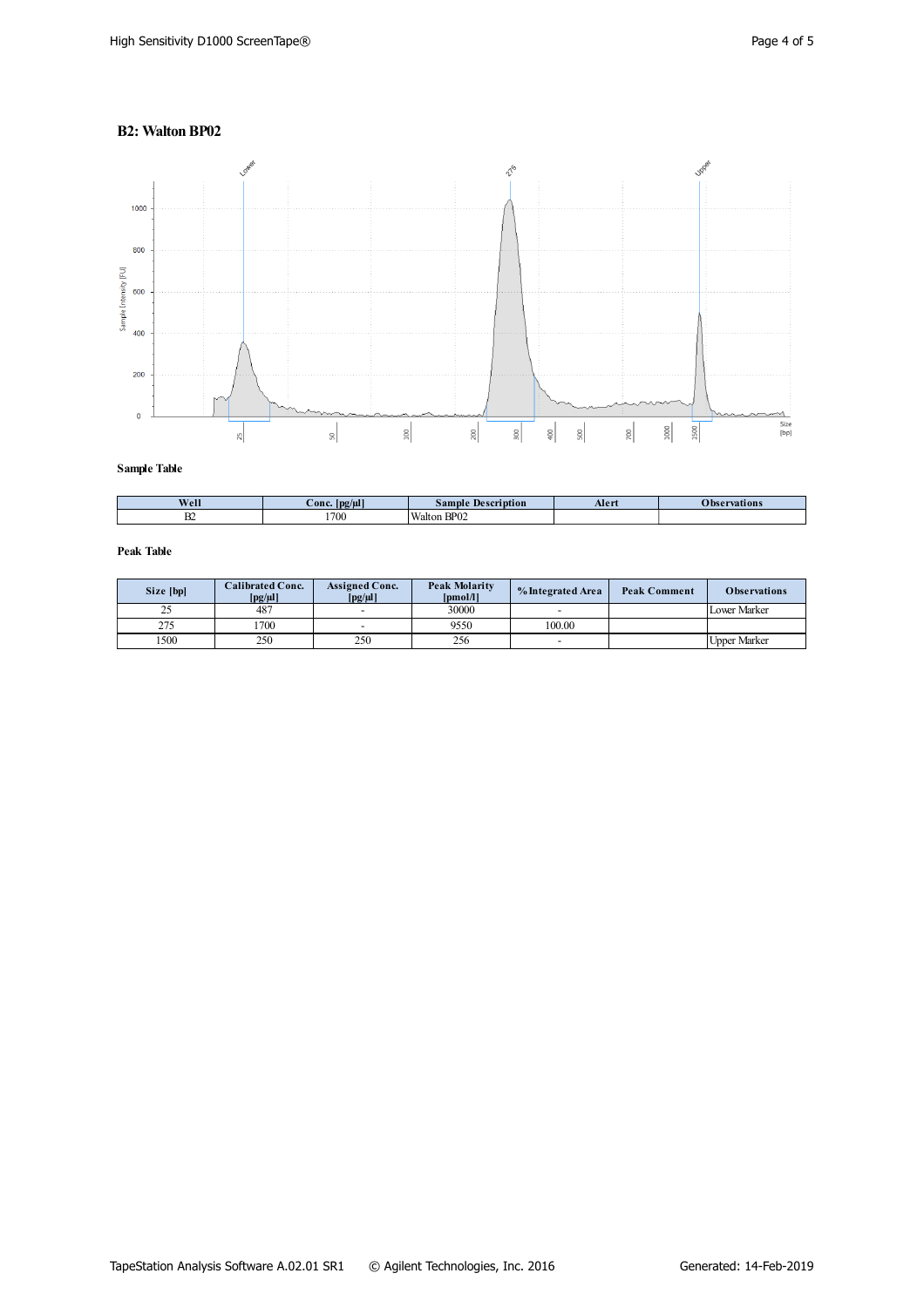## B2: Walton BP02

**Sample Table**

| Well | Conc. [pg/µl] | Sample Description | Alert | Observations |
|---|---|---|---|---|
| B2 | 1700 | Walton BP02 | | |

**Peak Table**

| Size [bp] | Calibrated Conc. [pg/µl] | Assigned Conc. [pg/µl] | Peak Molarity [pmol/l] | % Integrated Area | Peak Comment | Observations |
|---|---|---|---|---|---|---|
| 25 | 487 | - | 30000 | - | | Lower Marker |
| 275 | 1700 | - | 9550 | 100.00 | | |
| 1500 | 250 | 250 | 256 | - | | Upper Marker |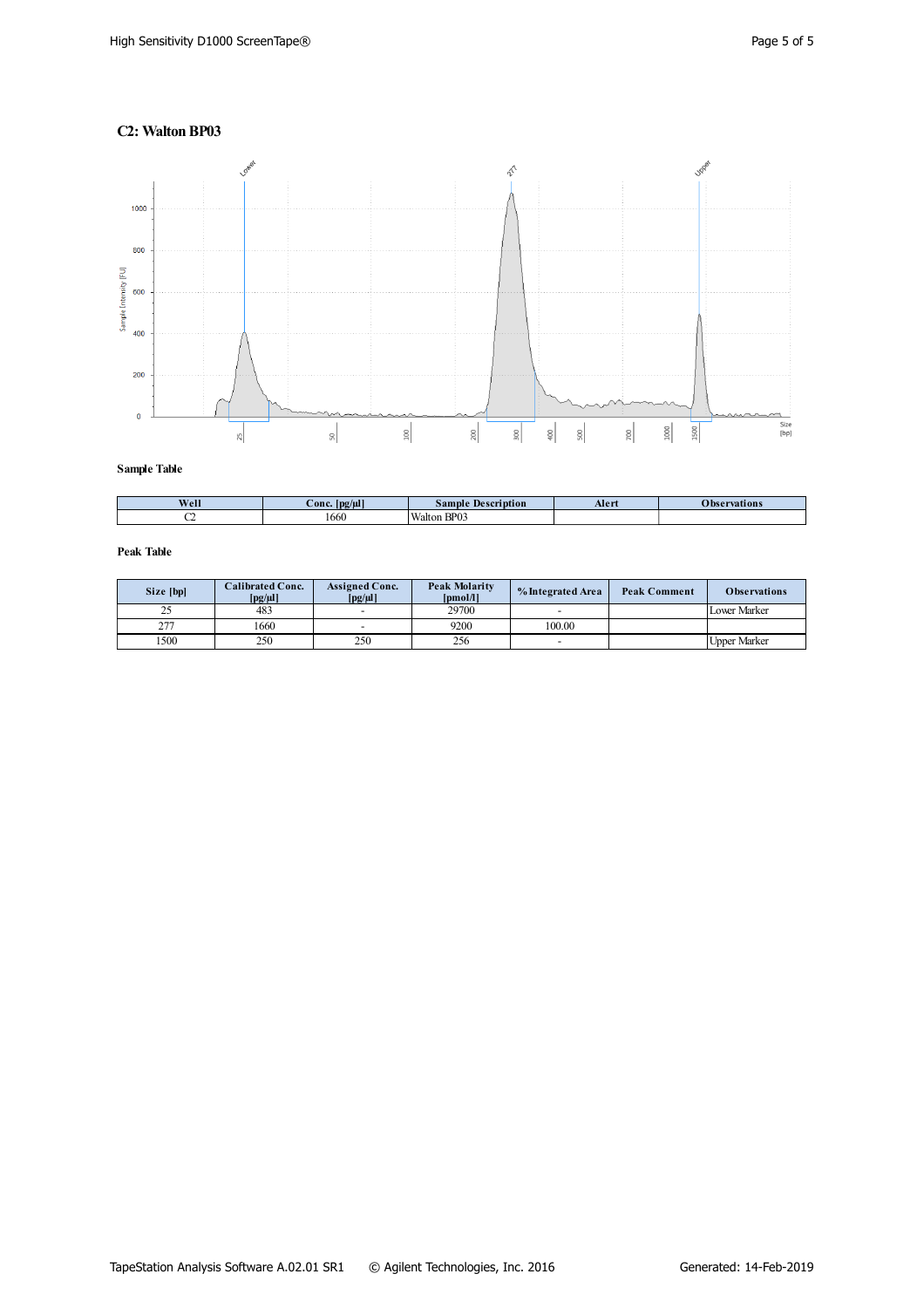## C2: Walton BP03

Lower

277

Upper

1000

800

600

400

200

0

Sample Intensity [FU]

25

50

100

200

300

400

500

700

1000

1500

Size [bp]

**Sample Table**

| Well | Conc. [pg/µl] | Sample Description | Alert | Observations |
|---|---|---|---|---|
| C2 | 1660 | Walton BP03 | | |

**Peak Table**

| Size [bp] | Calibrated Conc. [pg/µl] | Assigned Conc. [pg/µl] | Peak Molarity [pmol/l] | % Integrated Area | Peak Comment | Observations |
|---|---|---|---|---|---|---|
| 25 | 483 | - | 29700 | - | | Lower Marker |
| 277 | 1660 | - | 9200 | 100.00 | | |
| 1500 | 250 | 250 | 256 | - | | Upper Marker |

TapeStation Analysis Software A.02.01 SR1 © Agilent Technologies, Inc. 2016 Generated: 14-Feb-2019